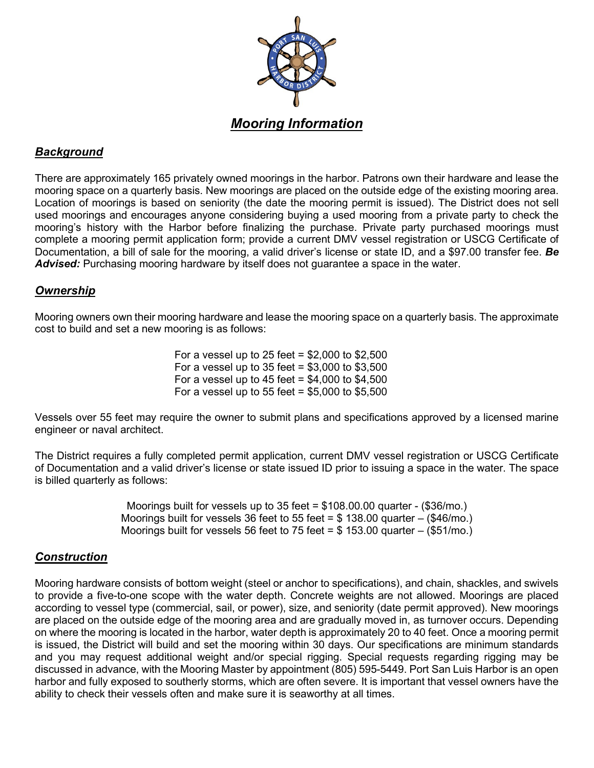# *Mooring Information*

## *Background*

There are approximately 165 privately owned moorings in the harbor. Patrons own their hardware and lease the mooring space on a quarterly basis. New moorings are placed on the outside edge of the existing mooring area. Location of moorings is based on seniority (the date the mooring permit is issued). The District does not sell used moorings and encourages anyone considering buying a used mooring from a private party to check the mooring's history with the Harbor before finalizing the purchase. Private party purchased moorings must complete a mooring permit application form; provide a current DMV vessel registration or USCG Certificate of Documentation, a bill of sale for the mooring, a valid driver's license or state ID, and a $97.00 transfer fee. ***Be Advised:*** Purchasing mooring hardware by itself does not guarantee a space in the water.

## *Ownership*

Mooring owners own their mooring hardware and lease the mooring space on a quarterly basis. The approximate cost to build and set a new mooring is as follows:

For a vessel up to 25 feet = $2,000 to $2,500
For a vessel up to 35 feet = $3,000 to $3,500
For a vessel up to 45 feet = $4,000 to $4,500
For a vessel up to 55 feet = $5,000 to $5,500

Vessels over 55 feet may require the owner to submit plans and specifications approved by a licensed marine engineer or naval architect.

The District requires a fully completed permit application, current DMV vessel registration or USCG Certificate of Documentation and a valid driver's license or state issued ID prior to issuing a space in the water. The space is billed quarterly as follows:

Moorings built for vessels up to 35 feet = $108.00.00 quarter - ($36/mo.)
Moorings built for vessels 36 feet to 55 feet = $ 138.00 quarter – ($46/mo.)
Moorings built for vessels 56 feet to 75 feet = $ 153.00 quarter – ($51/mo.)

## *Construction*

Mooring hardware consists of bottom weight (steel or anchor to specifications), and chain, shackles, and swivels to provide a five-to-one scope with the water depth. Concrete weights are not allowed. Moorings are placed according to vessel type (commercial, sail, or power), size, and seniority (date permit approved). New moorings are placed on the outside edge of the mooring area and are gradually moved in, as turnover occurs. Depending on where the mooring is located in the harbor, water depth is approximately 20 to 40 feet. Once a mooring permit is issued, the District will build and set the mooring within 30 days. Our specifications are minimum standards and you may request additional weight and/or special rigging. Special requests regarding rigging may be discussed in advance, with the Mooring Master by appointment (805) 595-5449. Port San Luis Harbor is an open harbor and fully exposed to southerly storms, which are often severe. It is important that vessel owners have the ability to check their vessels often and make sure it is seaworthy at all times.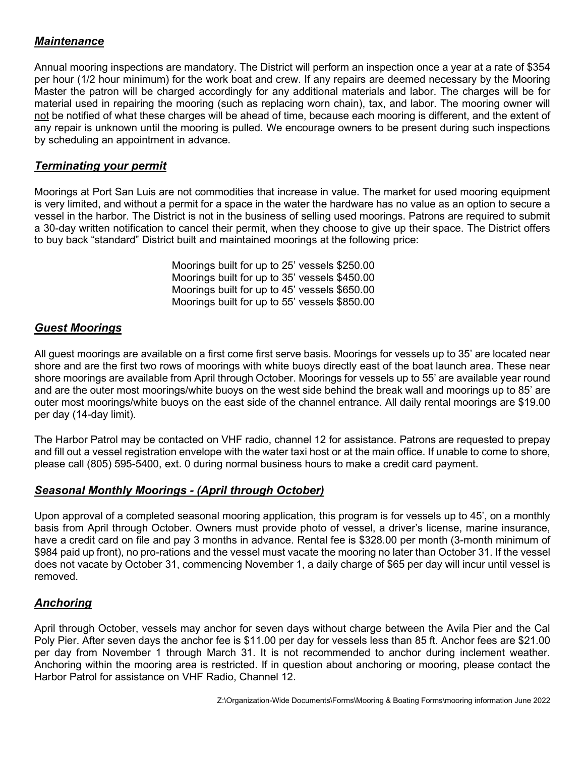## ***Maintenance***

Annual mooring inspections are mandatory. The District will perform an inspection once a year at a rate of $354 per hour (1/2 hour minimum) for the work boat and crew. If any repairs are deemed necessary by the Mooring Master the patron will be charged accordingly for any additional materials and labor. The charges will be for material used in repairing the mooring (such as replacing worn chain), tax, and labor. The mooring owner will not be notified of what these charges will be ahead of time, because each mooring is different, and the extent of any repair is unknown until the mooring is pulled. We encourage owners to be present during such inspections by scheduling an appointment in advance.

## ***Terminating your permit***

Moorings at Port San Luis are not commodities that increase in value. The market for used mooring equipment is very limited, and without a permit for a space in the water the hardware has no value as an option to secure a vessel in the harbor. The District is not in the business of selling used moorings. Patrons are required to submit a 30-day written notification to cancel their permit, when they choose to give up their space. The District offers to buy back "standard" District built and maintained moorings at the following price:

Moorings built for up to 25' vessels $250.00
Moorings built for up to 35' vessels $450.00
Moorings built for up to 45' vessels $650.00
Moorings built for up to 55' vessels $850.00

## ***Guest Moorings***

All guest moorings are available on a first come first serve basis. Moorings for vessels up to 35' are located near shore and are the first two rows of moorings with white buoys directly east of the boat launch area. These near shore moorings are available from April through October. Moorings for vessels up to 55' are available year round and are the outer most moorings/white buoys on the west side behind the break wall and moorings up to 85' are outer most moorings/white buoys on the east side of the channel entrance. All daily rental moorings are $19.00 per day (14-day limit).

The Harbor Patrol may be contacted on VHF radio, channel 12 for assistance. Patrons are requested to prepay and fill out a vessel registration envelope with the water taxi host or at the main office. If unable to come to shore, please call (805) 595-5400, ext. 0 during normal business hours to make a credit card payment.

## ***Seasonal Monthly Moorings - (April through October)***

Upon approval of a completed seasonal mooring application, this program is for vessels up to 45', on a monthly basis from April through October. Owners must provide photo of vessel, a driver's license, marine insurance, have a credit card on file and pay 3 months in advance. Rental fee is $328.00 per month (3-month minimum of $984 paid up front), no pro-rations and the vessel must vacate the mooring no later than October 31. If the vessel does not vacate by October 31, commencing November 1, a daily charge of $65 per day will incur until vessel is removed.

## ***Anchoring***

April through October, vessels may anchor for seven days without charge between the Avila Pier and the Cal Poly Pier. After seven days the anchor fee is $11.00 per day for vessels less than 85 ft. Anchor fees are $21.00 per day from November 1 through March 31. It is not recommended to anchor during inclement weather. Anchoring within the mooring area is restricted. If in question about anchoring or mooring, please contact the Harbor Patrol for assistance on VHF Radio, Channel 12.

Z:\Organization-Wide Documents\Forms\Mooring & Boating Forms\mooring information June 2022